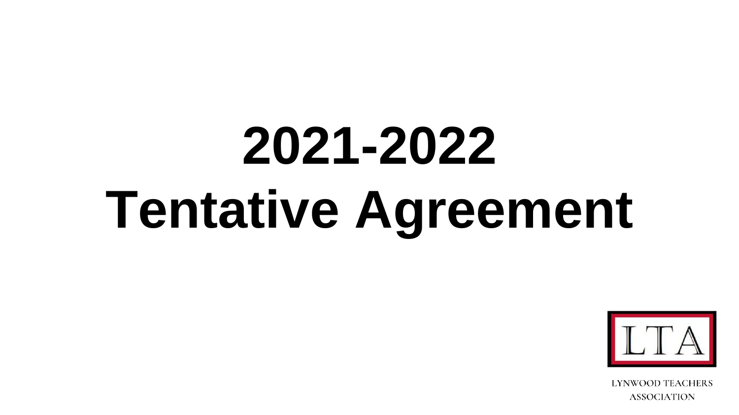# 2021-2022
# Tentative Agreement

LTA

LYNWOOD TEACHERS ASSOCIATION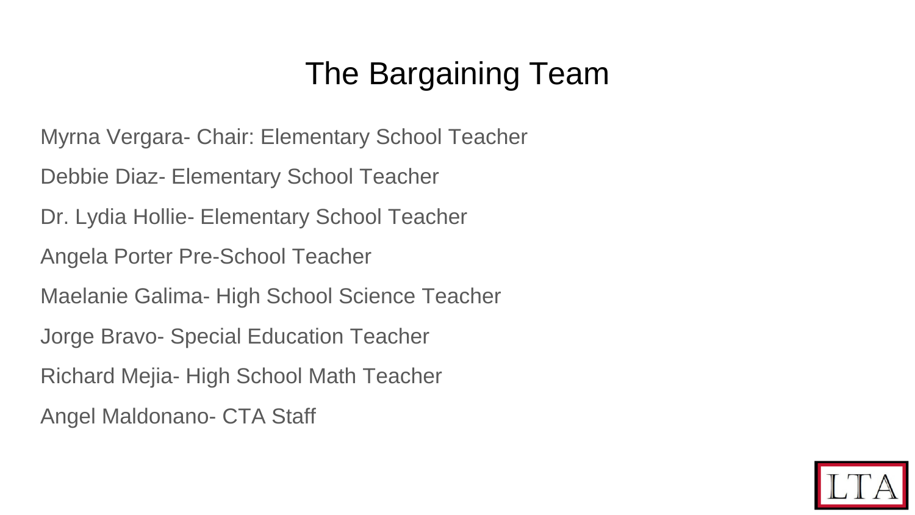# The Bargaining Team

Myrna Vergara- Chair: Elementary School Teacher

Debbie Diaz- Elementary School Teacher

Dr. Lydia Hollie- Elementary School Teacher

Angela Porter Pre-School Teacher

Maelanie Galima- High School Science Teacher

Jorge Bravo- Special Education Teacher

Richard Mejia- High School Math Teacher

Angel Maldonano- CTA Staff

LTA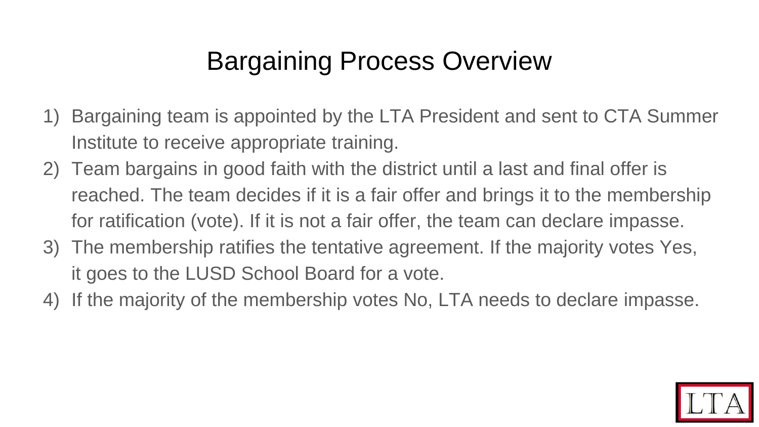# Bargaining Process Overview

1) Bargaining team is appointed by the LTA President and sent to CTA Summer Institute to receive appropriate training.
2) Team bargains in good faith with the district until a last and final offer is reached. The team decides if it is a fair offer and brings it to the membership for ratification (vote). If it is not a fair offer, the team can declare impasse.
3) The membership ratifies the tentative agreement. If the majority votes Yes, it goes to the LUSD School Board for a vote.
4) If the majority of the membership votes No, LTA needs to declare impasse.

LTA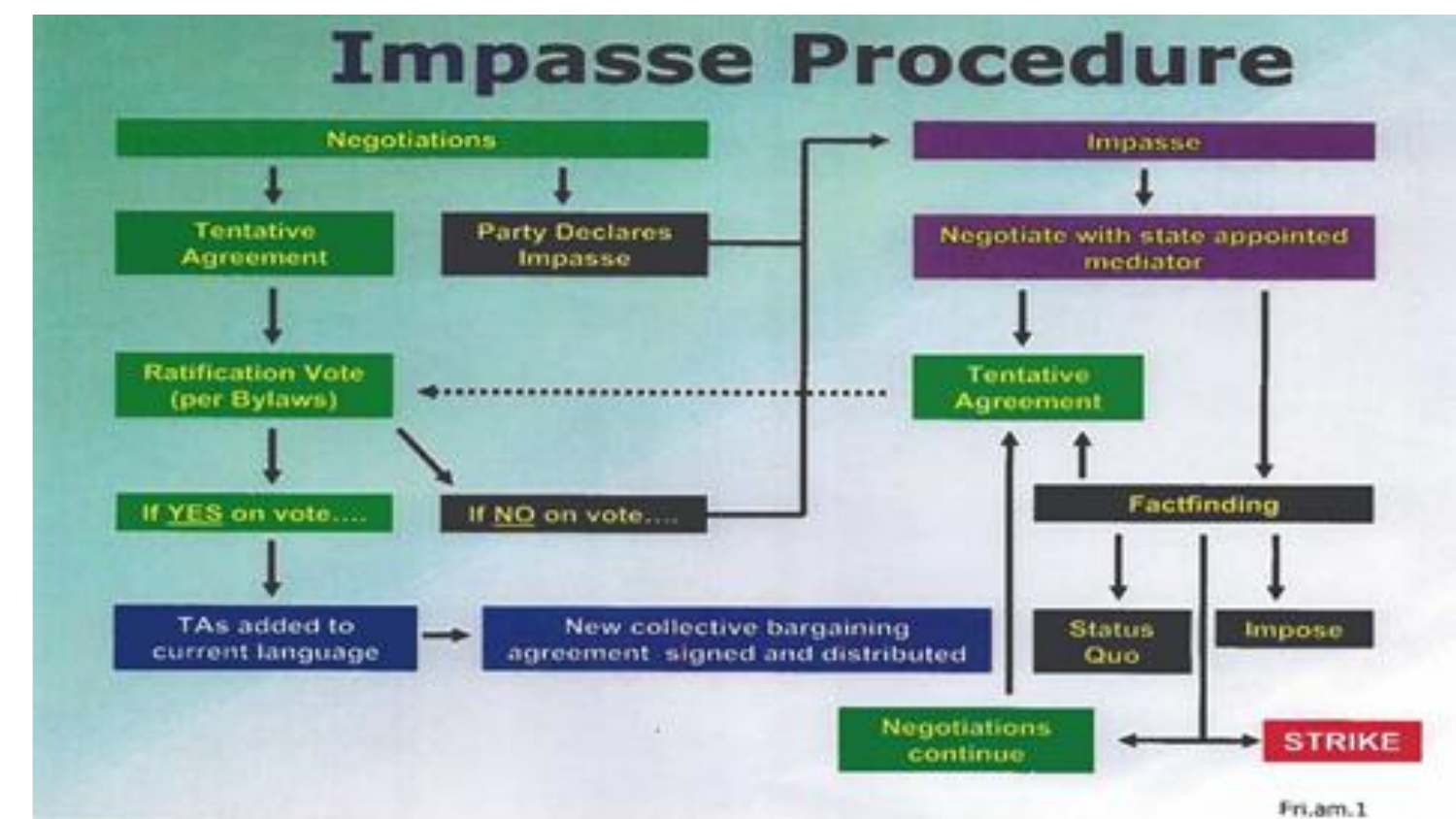# Impasse Procedure

- Negotiations
  - Tentative Agreement
    - Ratification Vote (per Bylaws)
      - If YES on vote....
        - TAs added to current language
          - New collective bargaining agreement signed and distributed
      - If NO on vote.... → Impasse
  - Party Declares Impasse → Impasse

- Impasse
  - Negotiate with state appointed mediator
    - Tentative Agreement → Ratification Vote (per Bylaws)
    - Factfinding
      - Tentative Agreement
      - Status Quo
      - Impose
      - Negotiations continue → Tentative Agreement
      - STRIKE

Fri.am.1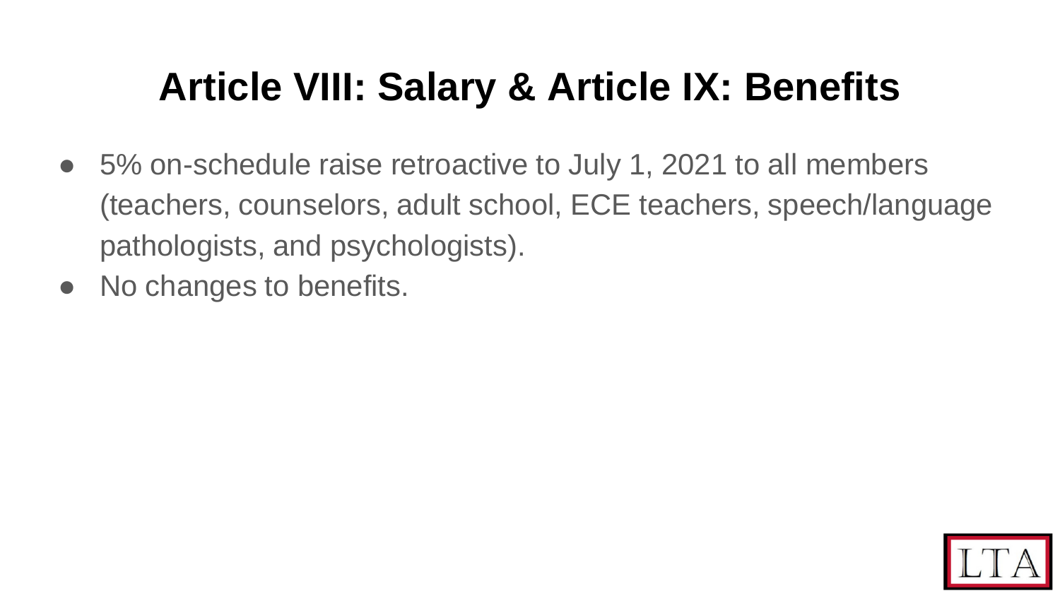# Article VIII: Salary & Article IX: Benefits

- 5% on-schedule raise retroactive to July 1, 2021 to all members (teachers, counselors, adult school, ECE teachers, speech/language pathologists, and psychologists).
- No changes to benefits.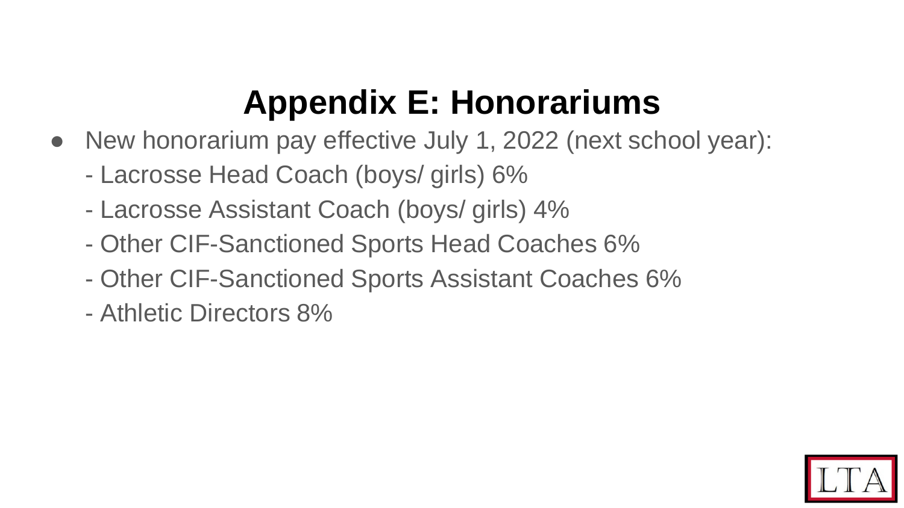# Appendix E: Honorariums

- New honorarium pay effective July 1, 2022 (next school year):
  - Lacrosse Head Coach (boys/ girls) 6%
  - Lacrosse Assistant Coach (boys/ girls) 4%
  - Other CIF-Sanctioned Sports Head Coaches 6%
  - Other CIF-Sanctioned Sports Assistant Coaches 6%
  - Athletic Directors 8%

LTA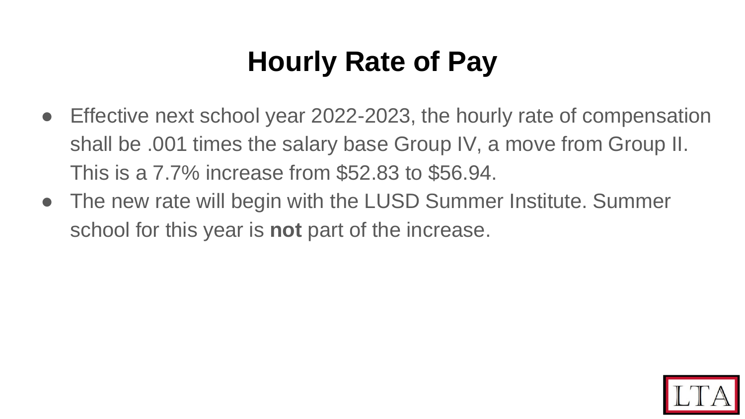# Hourly Rate of Pay

- Effective next school year 2022-2023, the hourly rate of compensation shall be .001 times the salary base Group IV, a move from Group II. This is a 7.7% increase from $52.83 to $56.94.
- The new rate will begin with the LUSD Summer Institute. Summer school for this year is **not** part of the increase.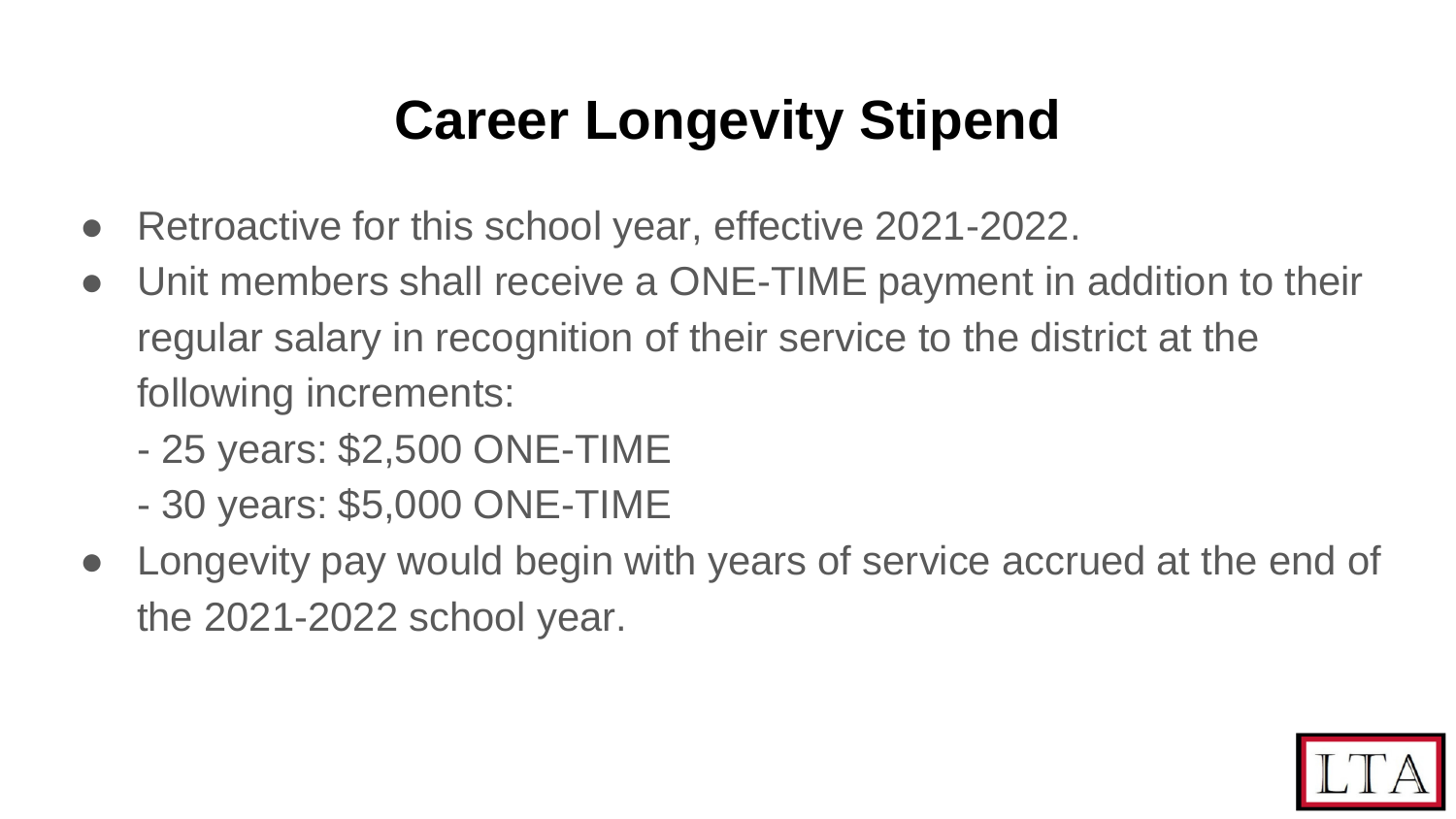# Career Longevity Stipend

- Retroactive for this school year, effective 2021-2022.
- Unit members shall receive a ONE-TIME payment in addition to their regular salary in recognition of their service to the district at the following increments:
  - 25 years: $2,500 ONE-TIME
  - 30 years: $5,000 ONE-TIME
- Longevity pay would begin with years of service accrued at the end of the 2021-2022 school year.

LTA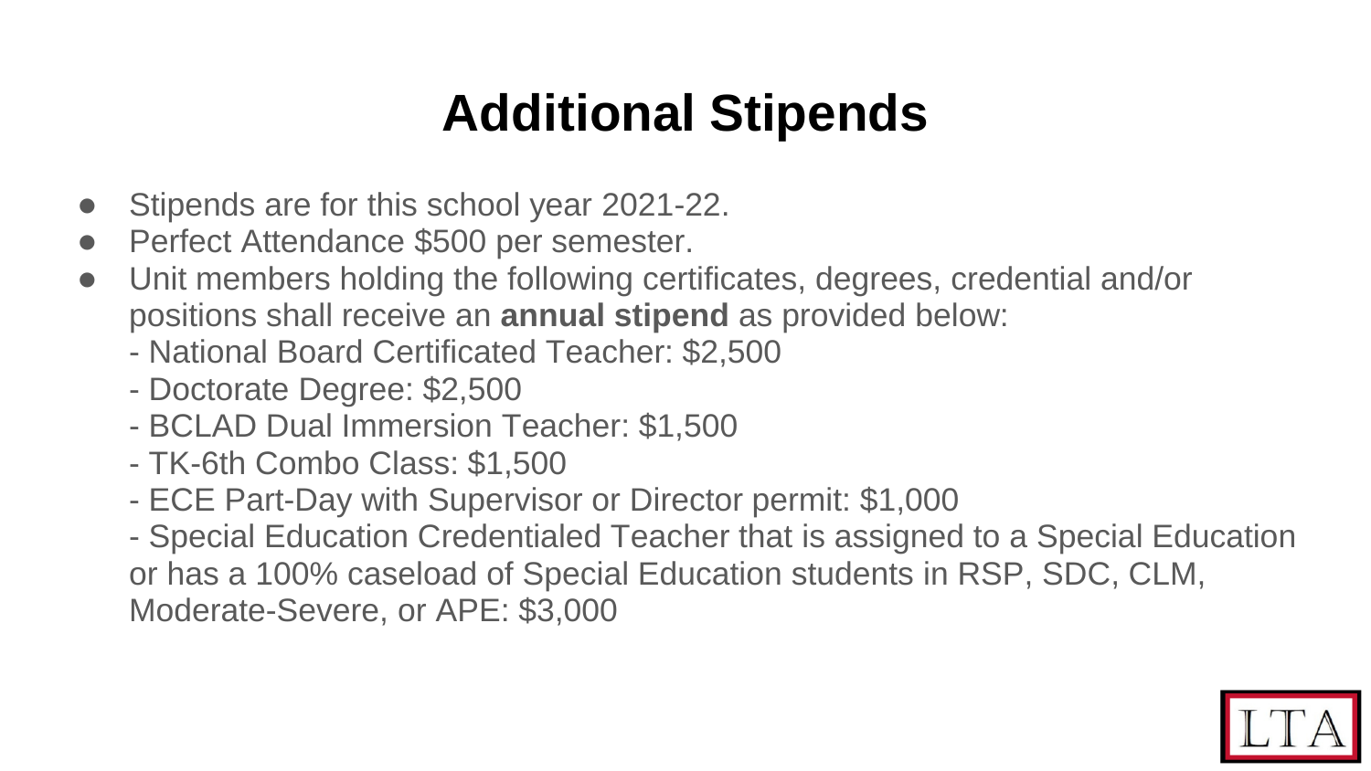# Additional Stipends

- Stipends are for this school year 2021-22.
- Perfect Attendance $500 per semester.
- Unit members holding the following certificates, degrees, credential and/or positions shall receive an **annual stipend** as provided below:
  - National Board Certificated Teacher: $2,500
  - Doctorate Degree: $2,500
  - BCLAD Dual Immersion Teacher: $1,500
  - TK-6th Combo Class: $1,500
  - ECE Part-Day with Supervisor or Director permit: $1,000
  - Special Education Credentialed Teacher that is assigned to a Special Education or has a 100% caseload of Special Education students in RSP, SDC, CLM, Moderate-Severe, or APE: $3,000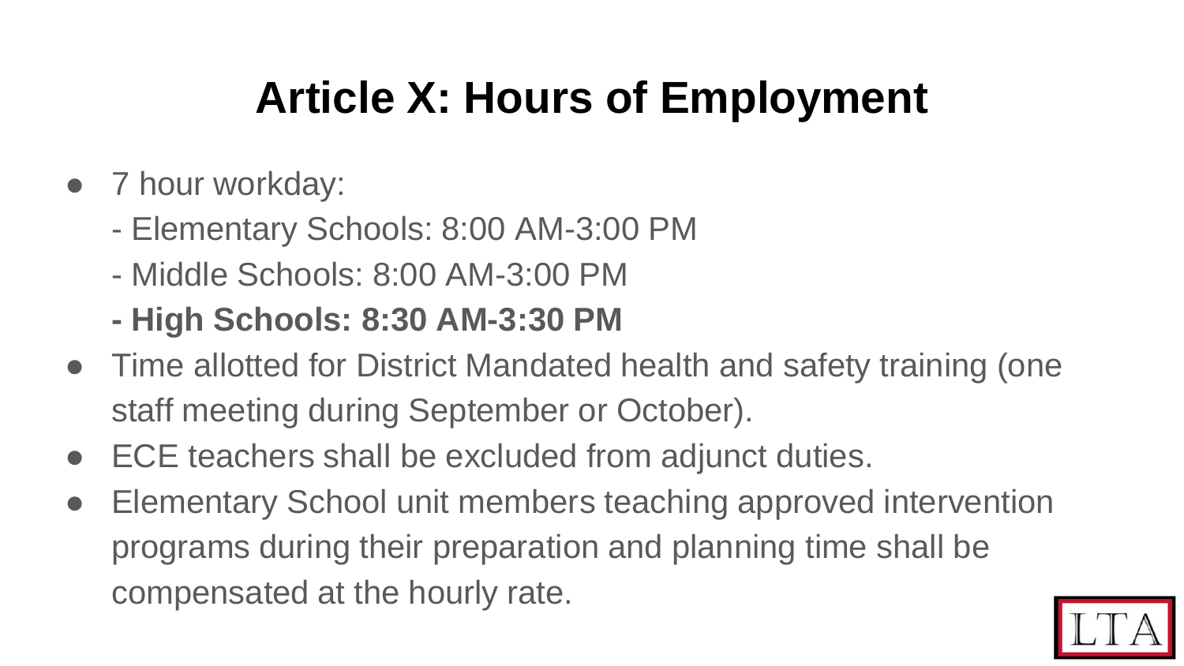# Article X: Hours of Employment

- 7 hour workday:
  - Elementary Schools: 8:00 AM-3:00 PM
  - Middle Schools: 8:00 AM-3:00 PM
  - **High Schools: 8:30 AM-3:30 PM**
- Time allotted for District Mandated health and safety training (one staff meeting during September or October).
- ECE teachers shall be excluded from adjunct duties.
- Elementary School unit members teaching approved intervention programs during their preparation and planning time shall be compensated at the hourly rate.

LTA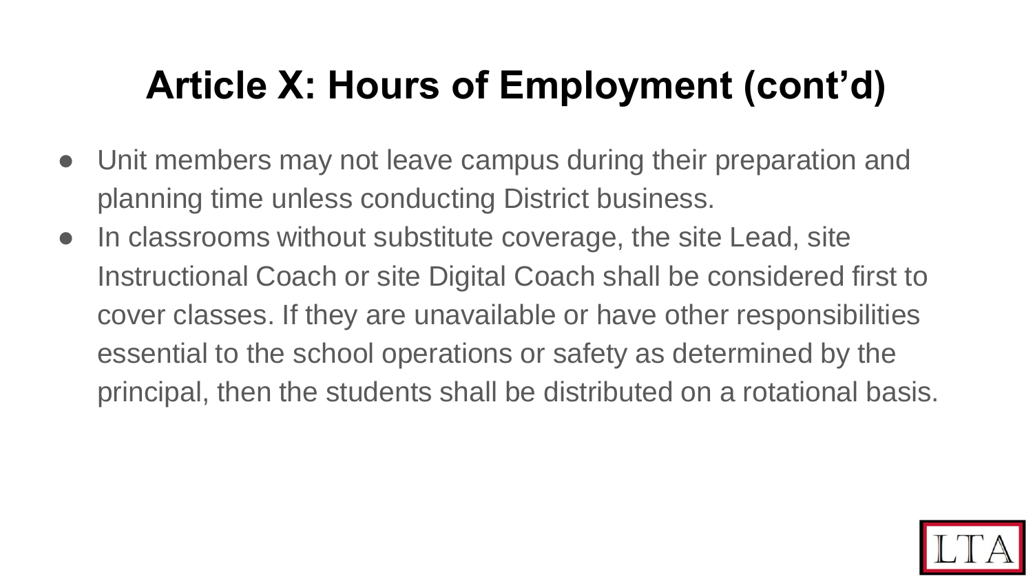# Article X: Hours of Employment (cont'd)

- Unit members may not leave campus during their preparation and planning time unless conducting District business.
- In classrooms without substitute coverage, the site Lead, site Instructional Coach or site Digital Coach shall be considered first to cover classes. If they are unavailable or have other responsibilities essential to the school operations or safety as determined by the principal, then the students shall be distributed on a rotational basis.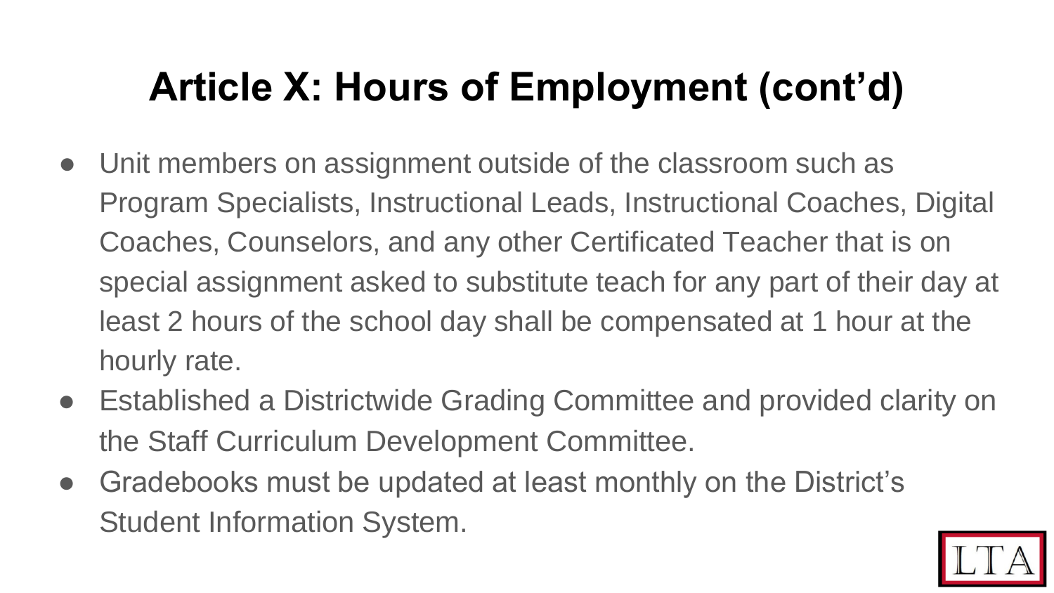# Article X: Hours of Employment (cont'd)

- Unit members on assignment outside of the classroom such as Program Specialists, Instructional Leads, Instructional Coaches, Digital Coaches, Counselors, and any other Certificated Teacher that is on special assignment asked to substitute teach for any part of their day at least 2 hours of the school day shall be compensated at 1 hour at the hourly rate.
- Established a Districtwide Grading Committee and provided clarity on the Staff Curriculum Development Committee.
- Gradebooks must be updated at least monthly on the District's Student Information System.

LTA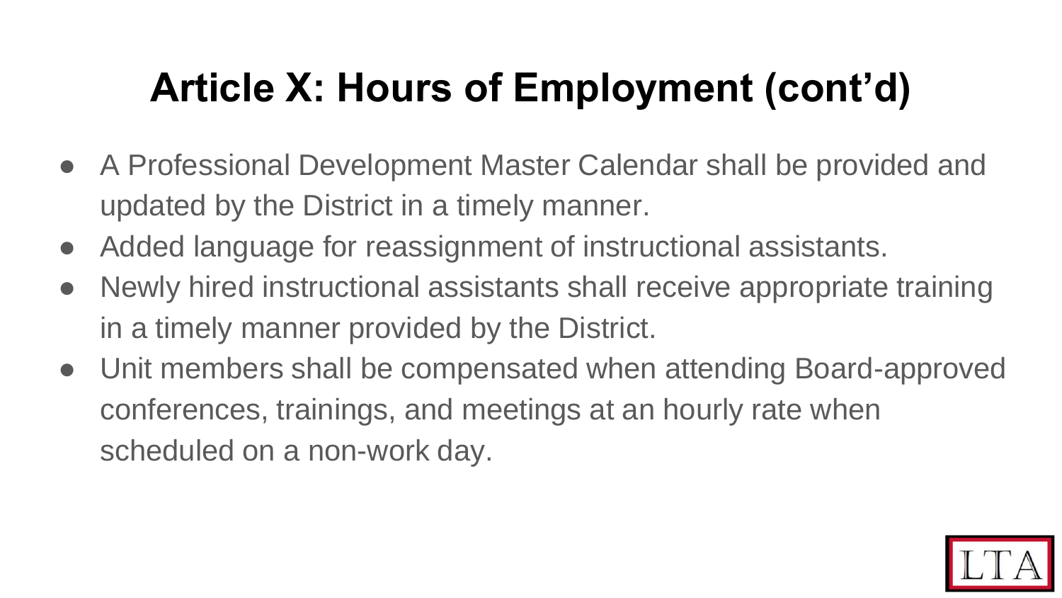# Article X: Hours of Employment (cont'd)

- A Professional Development Master Calendar shall be provided and updated by the District in a timely manner.
- Added language for reassignment of instructional assistants.
- Newly hired instructional assistants shall receive appropriate training in a timely manner provided by the District.
- Unit members shall be compensated when attending Board-approved conferences, trainings, and meetings at an hourly rate when scheduled on a non-work day.

LTA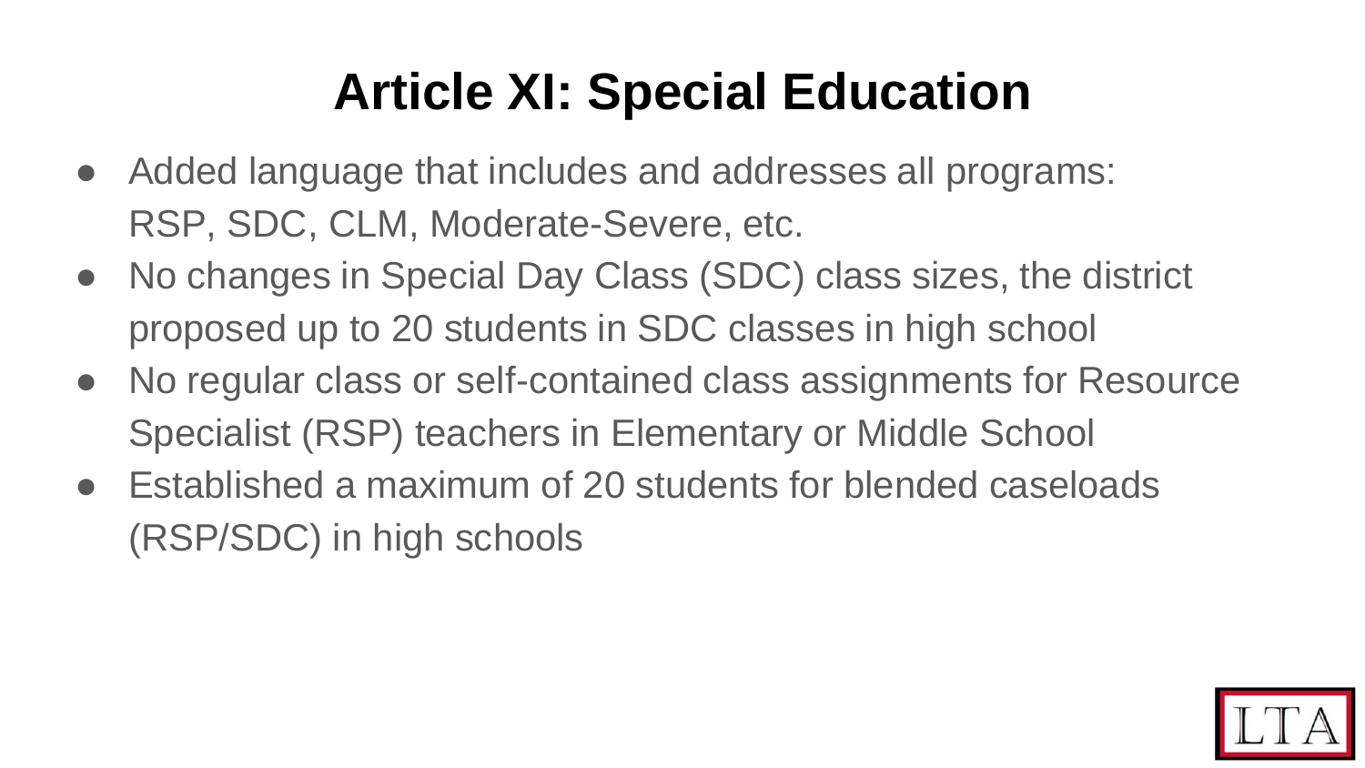# Article XI: Special Education

- Added language that includes and addresses all programs: RSP, SDC, CLM, Moderate-Severe, etc.
- No changes in Special Day Class (SDC) class sizes, the district proposed up to 20 students in SDC classes in high school
- No regular class or self-contained class assignments for Resource Specialist (RSP) teachers in Elementary or Middle School
- Established a maximum of 20 students for blended caseloads (RSP/SDC) in high schools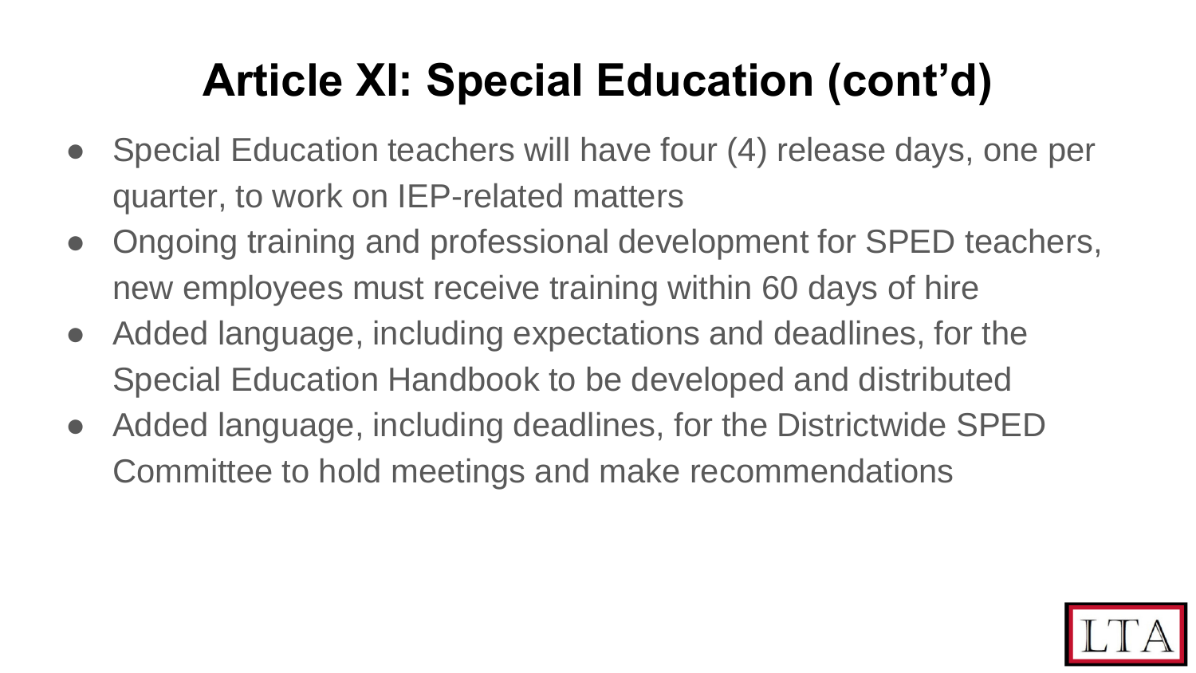# Article XI: Special Education (cont'd)

- Special Education teachers will have four (4) release days, one per quarter, to work on IEP-related matters
- Ongoing training and professional development for SPED teachers, new employees must receive training within 60 days of hire
- Added language, including expectations and deadlines, for the Special Education Handbook to be developed and distributed
- Added language, including deadlines, for the Districtwide SPED Committee to hold meetings and make recommendations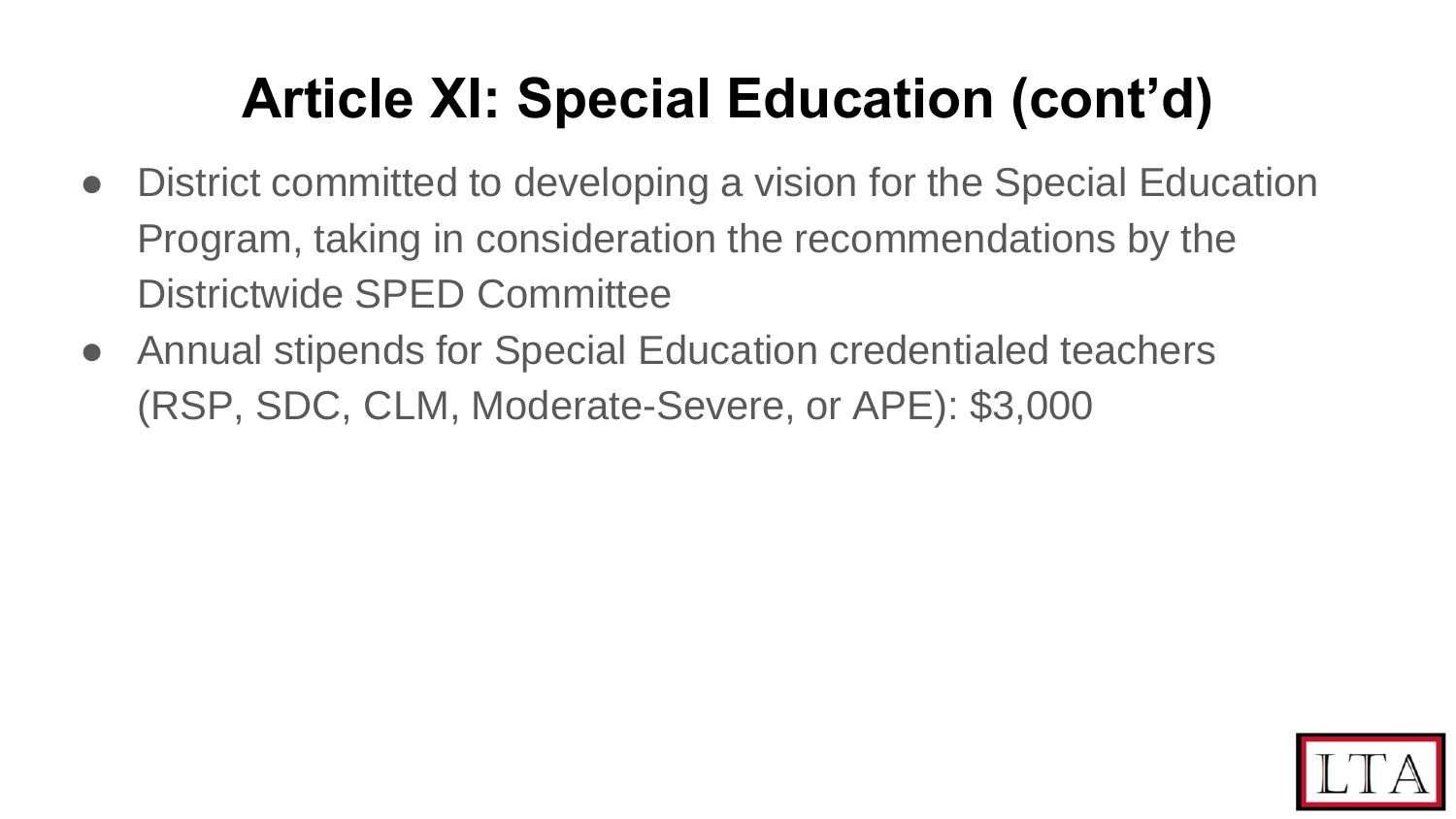# Article XI: Special Education (cont'd)

- District committed to developing a vision for the Special Education Program, taking in consideration the recommendations by the Districtwide SPED Committee
- Annual stipends for Special Education credentialed teachers (RSP, SDC, CLM, Moderate-Severe, or APE): $3,000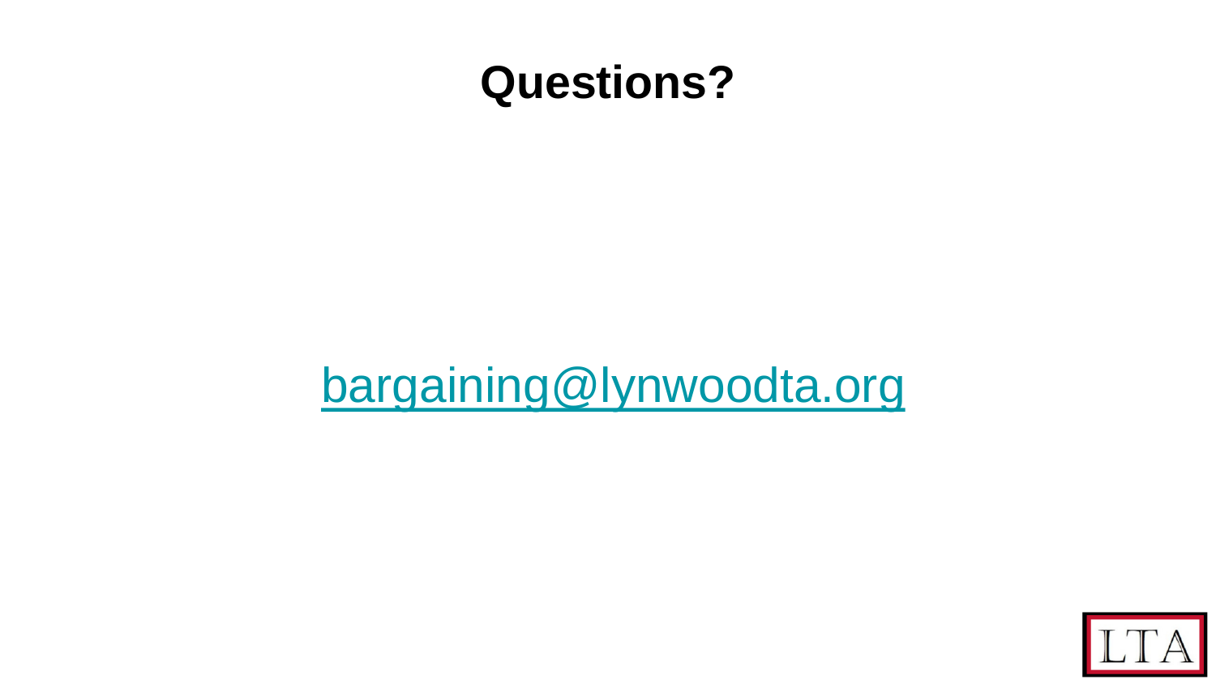# Questions?

bargaining@lynwoodta.org

LTA